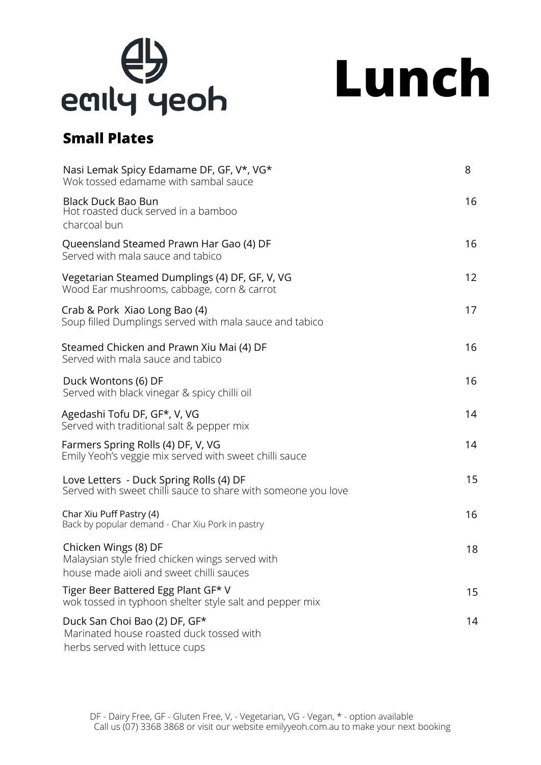emily yeoh

# Lunch

## Small Plates

| | |
|---|---|
| Nasi Lemak Spicy Edamame DF, GF, V*, VG*<br>Wok tossed edamame with sambal sauce | 8 |
| Black Duck Bao Bun<br>Hot roasted duck served in a bamboo charcoal bun | 16 |
| Queensland Steamed Prawn Har Gao (4) DF<br>Served with mala sauce and tabico | 16 |
| Vegetarian Steamed Dumplings (4) DF, GF, V, VG<br>Wood Ear mushrooms, cabbage, corn & carrot | 12 |
| Crab & Pork Xiao Long Bao (4)<br>Soup filled Dumplings served with mala sauce and tabico | 17 |
| Steamed Chicken and Prawn Xiu Mai (4) DF<br>Served with mala sauce and tabico | 16 |
| Duck Wontons (6) DF<br>Served with black vinegar & spicy chilli oil | 16 |
| Agedashi Tofu DF, GF*, V, VG<br>Served with traditional salt & pepper mix | 14 |
| Farmers Spring Rolls (4) DF, V, VG<br>Emily Yeoh's veggie mix served with sweet chilli sauce | 14 |
| Love Letters - Duck Spring Rolls (4) DF<br>Served with sweet chilli sauce to share with someone you love | 15 |
| Char Xiu Puff Pastry (4)<br>Back by popular demand - Char Xiu Pork in pastry | 16 |
| Chicken Wings (8) DF<br>Malaysian style fried chicken wings served with house made aioli and sweet chilli sauces | 18 |
| Tiger Beer Battered Egg Plant GF* V<br>wok tossed in typhoon shelter style salt and pepper mix | 15 |
| Duck San Choi Bao (2) DF, GF*<br>Marinated house roasted duck tossed with herbs served with lettuce cups | 14 |

DF - Dairy Free, GF - Gluten Free, V, - Vegetarian, VG - Vegan, * - option available
Call us (07) 3368 3868 or visit our website emilyyeoh.com.au to make your next booking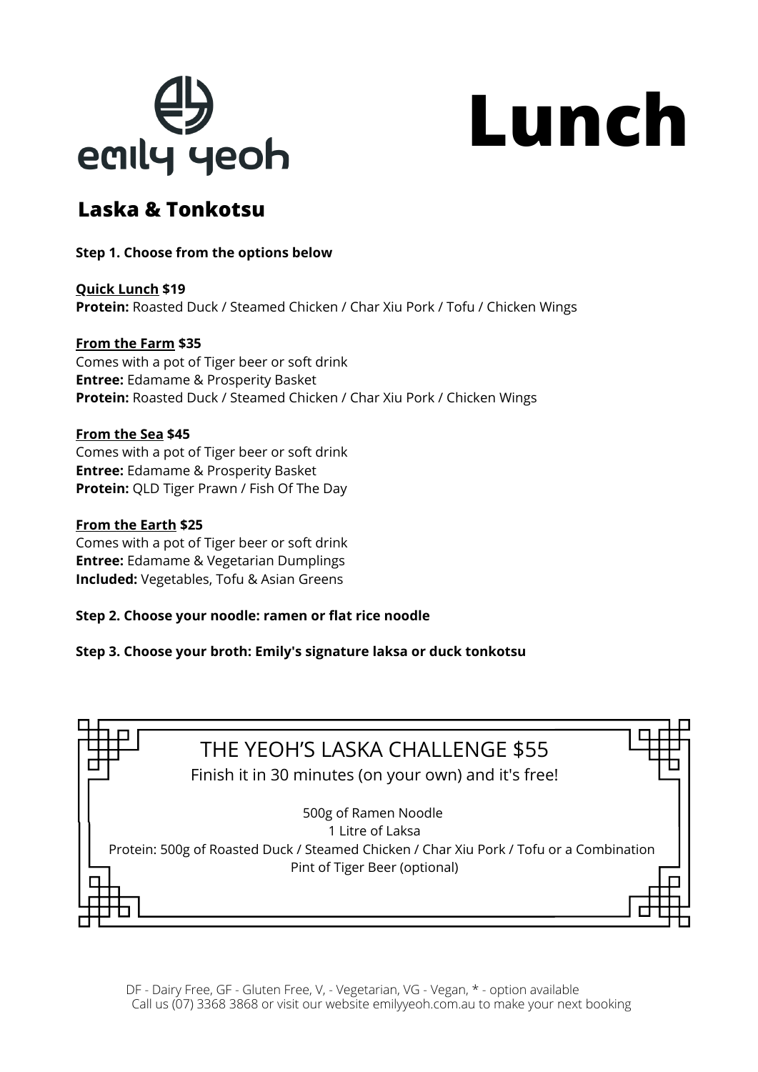emily yeoh

# Lunch

## Laska & Tonkotsu

**Step 1. Choose from the options below**

**<u>Quick Lunch</u> $19**
**Protein:** Roasted Duck / Steamed Chicken / Char Xiu Pork / Tofu / Chicken Wings

**<u>From the Farm</u> $35**
Comes with a pot of Tiger beer or soft drink
**Entree:** Edamame & Prosperity Basket
**Protein:** Roasted Duck / Steamed Chicken / Char Xiu Pork / Chicken Wings

**<u>From the Sea</u> $45**
Comes with a pot of Tiger beer or soft drink
**Entree:** Edamame & Prosperity Basket
**Protein:** QLD Tiger Prawn / Fish Of The Day

**<u>From the Earth</u> $25**
Comes with a pot of Tiger beer or soft drink
**Entree:** Edamame & Vegetarian Dumplings
**Included:** Vegetables, Tofu & Asian Greens

**Step 2. Choose your noodle: ramen or flat rice noodle**

**Step 3. Choose your broth: Emily's signature laksa or duck tonkotsu**

### THE YEOH'S LASKA CHALLENGE $55

Finish it in 30 minutes (on your own) and it's free!

500g of Ramen Noodle
1 Litre of Laksa
Protein: 500g of Roasted Duck / Steamed Chicken / Char Xiu Pork / Tofu or a Combination
Pint of Tiger Beer (optional)

DF - Dairy Free, GF - Gluten Free, V, - Vegetarian, VG - Vegan, * - option available
Call us (07) 3368 3868 or visit our website emilyyeoh.com.au to make your next booking